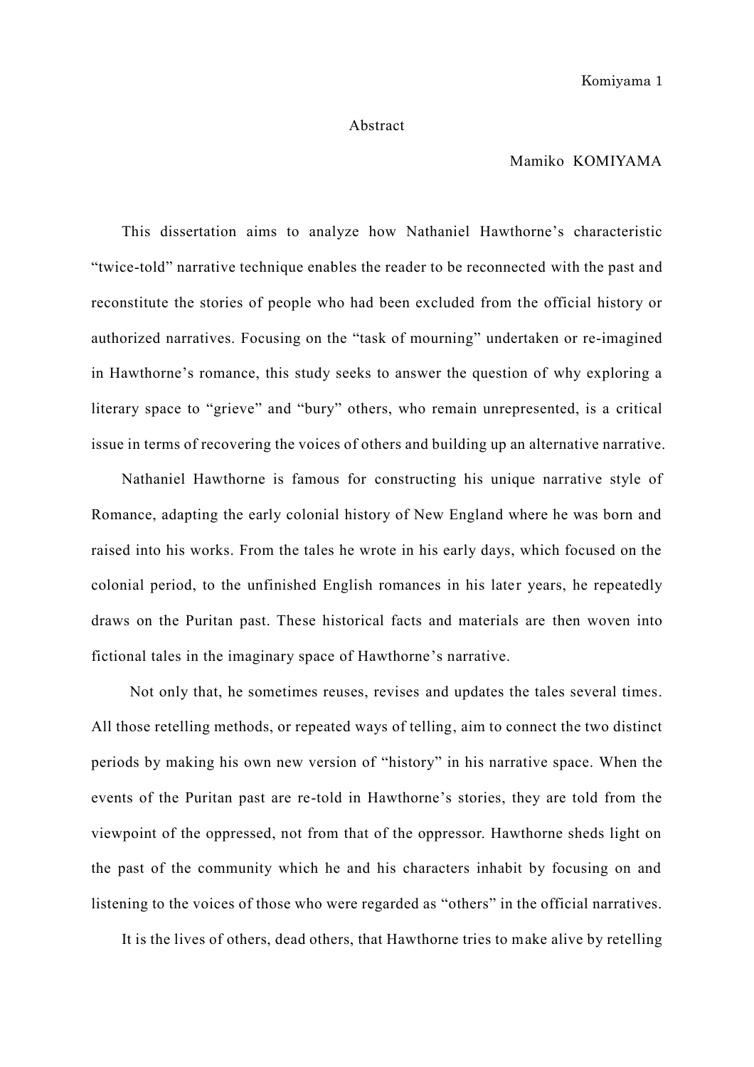# Abstract

Mamiko KOMIYAMA

This dissertation aims to analyze how Nathaniel Hawthorne's characteristic "twice-told" narrative technique enables the reader to be reconnected with the past and reconstitute the stories of people who had been excluded from the official history or authorized narratives. Focusing on the "task of mourning" undertaken or re-imagined in Hawthorne's romance, this study seeks to answer the question of why exploring a literary space to "grieve" and "bury" others, who remain unrepresented, is a critical issue in terms of recovering the voices of others and building up an alternative narrative.

Nathaniel Hawthorne is famous for constructing his unique narrative style of Romance, adapting the early colonial history of New England where he was born and raised into his works. From the tales he wrote in his early days, which focused on the colonial period, to the unfinished English romances in his later years, he repeatedly draws on the Puritan past. These historical facts and materials are then woven into fictional tales in the imaginary space of Hawthorne's narrative.

Not only that, he sometimes reuses, revises and updates the tales several times. All those retelling methods, or repeated ways of telling, aim to connect the two distinct periods by making his own new version of "history" in his narrative space. When the events of the Puritan past are re-told in Hawthorne's stories, they are told from the viewpoint of the oppressed, not from that of the oppressor. Hawthorne sheds light on the past of the community which he and his characters inhabit by focusing on and listening to the voices of those who were regarded as "others" in the official narratives.

It is the lives of others, dead others, that Hawthorne tries to make alive by retelling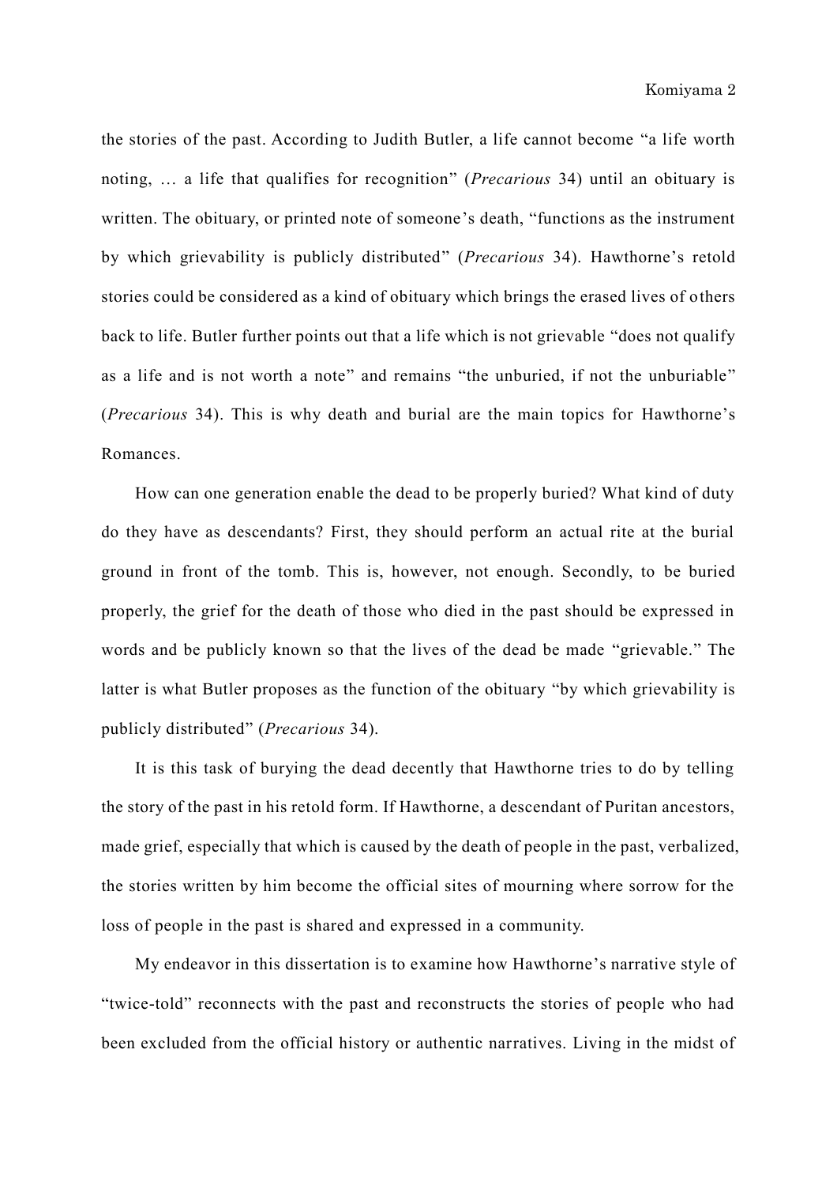the stories of the past. According to Judith Butler, a life cannot become "a life worth noting, … a life that qualifies for recognition" (*Precarious* 34) until an obituary is written. The obituary, or printed note of someone's death, "functions as the instrument by which grievability is publicly distributed" (*Precarious* 34). Hawthorne's retold stories could be considered as a kind of obituary which brings the erased lives of others back to life. Butler further points out that a life which is not grievable "does not qualify as a life and is not worth a note" and remains "the unburied, if not the unburiable" (*Precarious* 34). This is why death and burial are the main topics for Hawthorne's Romances.

How can one generation enable the dead to be properly buried? What kind of duty do they have as descendants? First, they should perform an actual rite at the burial ground in front of the tomb. This is, however, not enough. Secondly, to be buried properly, the grief for the death of those who died in the past should be expressed in words and be publicly known so that the lives of the dead be made "grievable." The latter is what Butler proposes as the function of the obituary "by which grievability is publicly distributed" (*Precarious* 34).

It is this task of burying the dead decently that Hawthorne tries to do by telling the story of the past in his retold form. If Hawthorne, a descendant of Puritan ancestors, made grief, especially that which is caused by the death of people in the past, verbalized, the stories written by him become the official sites of mourning where sorrow for the loss of people in the past is shared and expressed in a community.

My endeavor in this dissertation is to examine how Hawthorne's narrative style of "twice-told" reconnects with the past and reconstructs the stories of people who had been excluded from the official history or authentic narratives. Living in the midst of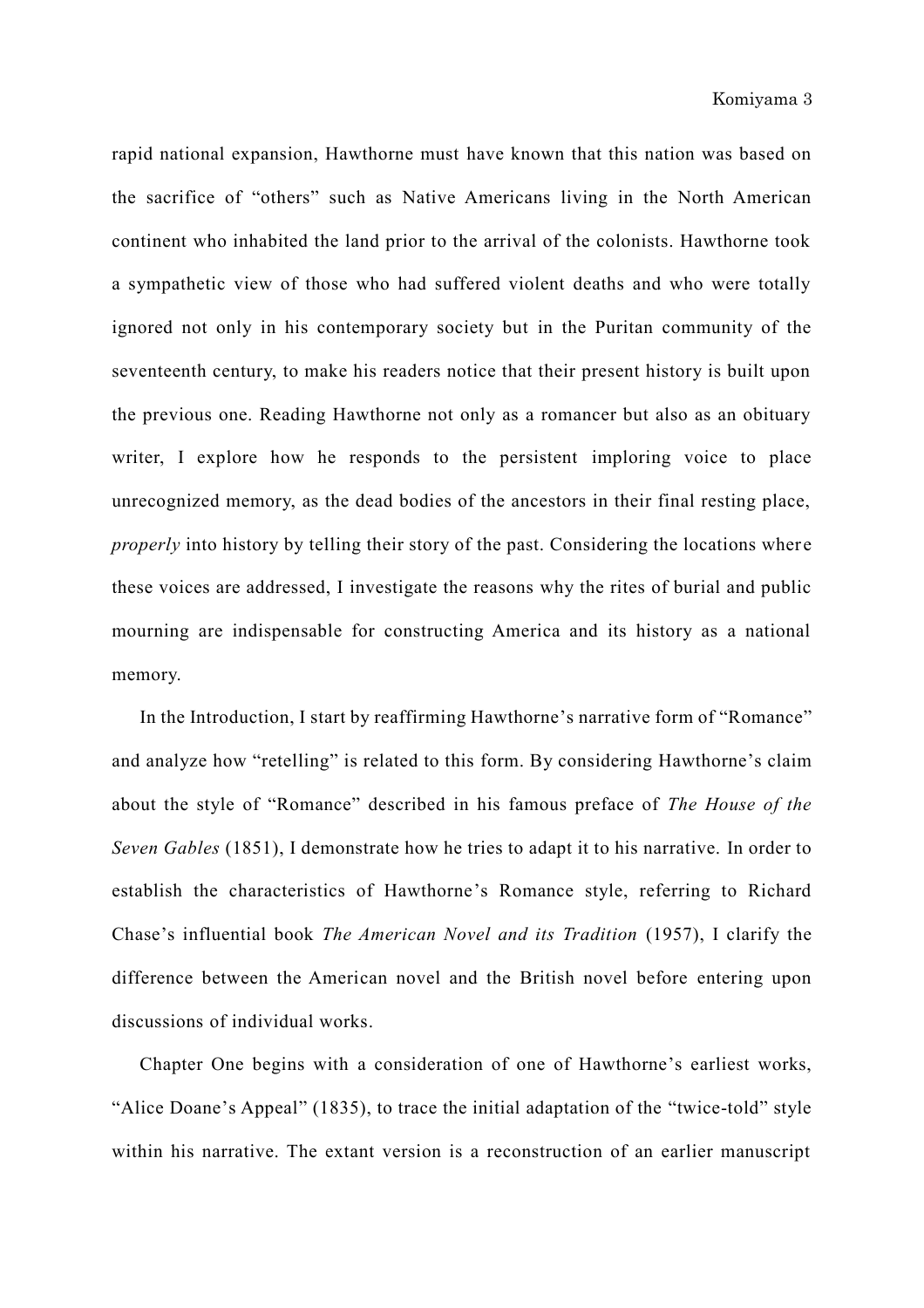rapid national expansion, Hawthorne must have known that this nation was based on the sacrifice of "others" such as Native Americans living in the North American continent who inhabited the land prior to the arrival of the colonists. Hawthorne took a sympathetic view of those who had suffered violent deaths and who were totally ignored not only in his contemporary society but in the Puritan community of the seventeenth century, to make his readers notice that their present history is built upon the previous one. Reading Hawthorne not only as a romancer but also as an obituary writer, I explore how he responds to the persistent imploring voice to place unrecognized memory, as the dead bodies of the ancestors in their final resting place, *properly* into history by telling their story of the past. Considering the locations where these voices are addressed, I investigate the reasons why the rites of burial and public mourning are indispensable for constructing America and its history as a national memory.

In the Introduction, I start by reaffirming Hawthorne's narrative form of "Romance" and analyze how "retelling" is related to this form. By considering Hawthorne's claim about the style of "Romance" described in his famous preface of *The House of the Seven Gables* (1851), I demonstrate how he tries to adapt it to his narrative. In order to establish the characteristics of Hawthorne's Romance style, referring to Richard Chase's influential book *The American Novel and its Tradition* (1957), I clarify the difference between the American novel and the British novel before entering upon discussions of individual works.

Chapter One begins with a consideration of one of Hawthorne's earliest works, "Alice Doane's Appeal" (1835), to trace the initial adaptation of the "twice-told" style within his narrative. The extant version is a reconstruction of an earlier manuscript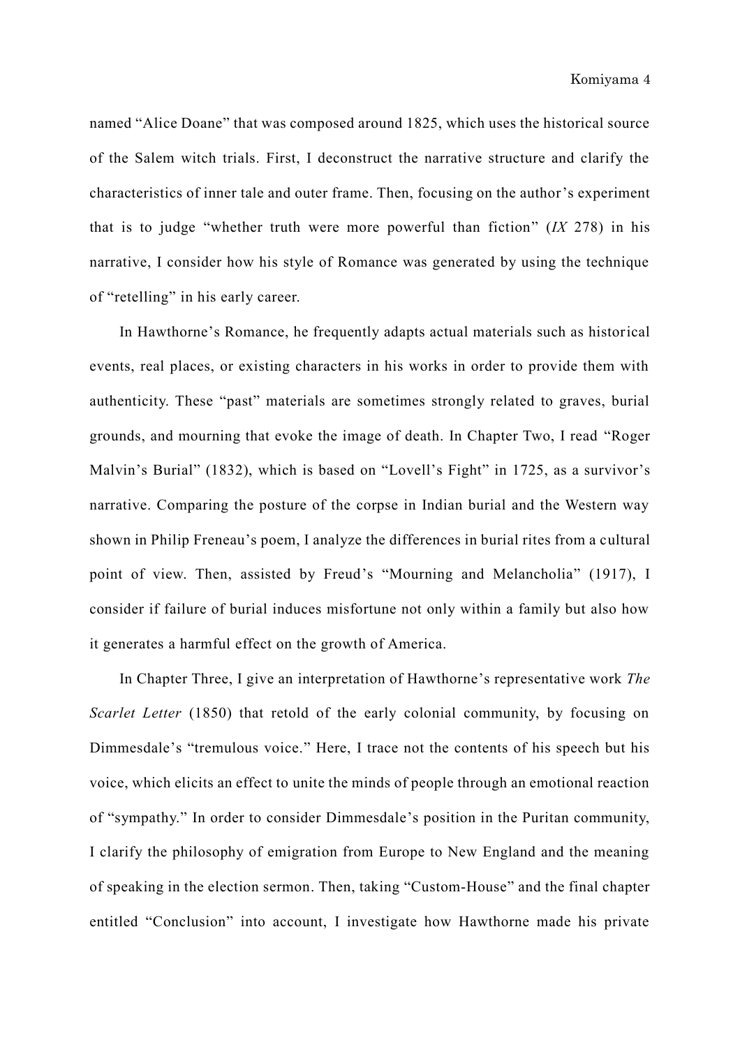named "Alice Doane" that was composed around 1825, which uses the historical source of the Salem witch trials. First, I deconstruct the narrative structure and clarify the characteristics of inner tale and outer frame. Then, focusing on the author's experiment that is to judge "whether truth were more powerful than fiction" (*IX* 278) in his narrative, I consider how his style of Romance was generated by using the technique of "retelling" in his early career.

In Hawthorne's Romance, he frequently adapts actual materials such as historical events, real places, or existing characters in his works in order to provide them with authenticity. These "past" materials are sometimes strongly related to graves, burial grounds, and mourning that evoke the image of death. In Chapter Two, I read "Roger Malvin's Burial" (1832), which is based on "Lovell's Fight" in 1725, as a survivor's narrative. Comparing the posture of the corpse in Indian burial and the Western way shown in Philip Freneau's poem, I analyze the differences in burial rites from a cultural point of view. Then, assisted by Freud's "Mourning and Melancholia" (1917), I consider if failure of burial induces misfortune not only within a family but also how it generates a harmful effect on the growth of America.

In Chapter Three, I give an interpretation of Hawthorne's representative work *The Scarlet Letter* (1850) that retold of the early colonial community, by focusing on Dimmesdale's "tremulous voice." Here, I trace not the contents of his speech but his voice, which elicits an effect to unite the minds of people through an emotional reaction of "sympathy." In order to consider Dimmesdale's position in the Puritan community, I clarify the philosophy of emigration from Europe to New England and the meaning of speaking in the election sermon. Then, taking "Custom-House" and the final chapter entitled "Conclusion" into account, I investigate how Hawthorne made his private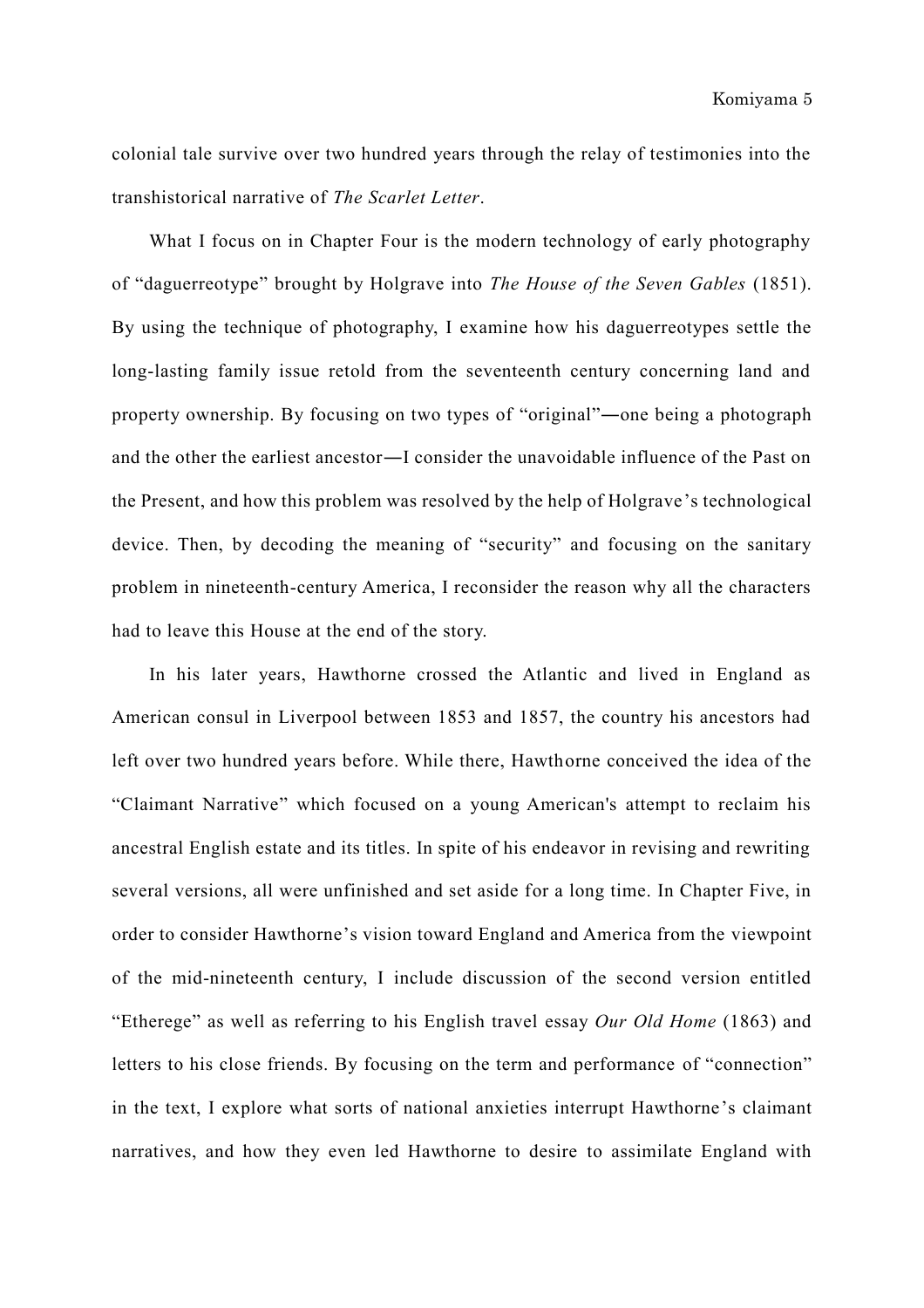colonial tale survive over two hundred years through the relay of testimonies into the transhistorical narrative of *The Scarlet Letter*.

What I focus on in Chapter Four is the modern technology of early photography of "daguerreotype" brought by Holgrave into *The House of the Seven Gables* (1851). By using the technique of photography, I examine how his daguerreotypes settle the long-lasting family issue retold from the seventeenth century concerning land and property ownership. By focusing on two types of "original"—one being a photograph and the other the earliest ancestor—I consider the unavoidable influence of the Past on the Present, and how this problem was resolved by the help of Holgrave's technological device. Then, by decoding the meaning of "security" and focusing on the sanitary problem in nineteenth-century America, I reconsider the reason why all the characters had to leave this House at the end of the story.

In his later years, Hawthorne crossed the Atlantic and lived in England as American consul in Liverpool between 1853 and 1857, the country his ancestors had left over two hundred years before. While there, Hawthorne conceived the idea of the "Claimant Narrative" which focused on a young American's attempt to reclaim his ancestral English estate and its titles. In spite of his endeavor in revising and rewriting several versions, all were unfinished and set aside for a long time. In Chapter Five, in order to consider Hawthorne's vision toward England and America from the viewpoint of the mid-nineteenth century, I include discussion of the second version entitled "Etherege" as well as referring to his English travel essay *Our Old Home* (1863) and letters to his close friends. By focusing on the term and performance of "connection" in the text, I explore what sorts of national anxieties interrupt Hawthorne's claimant narratives, and how they even led Hawthorne to desire to assimilate England with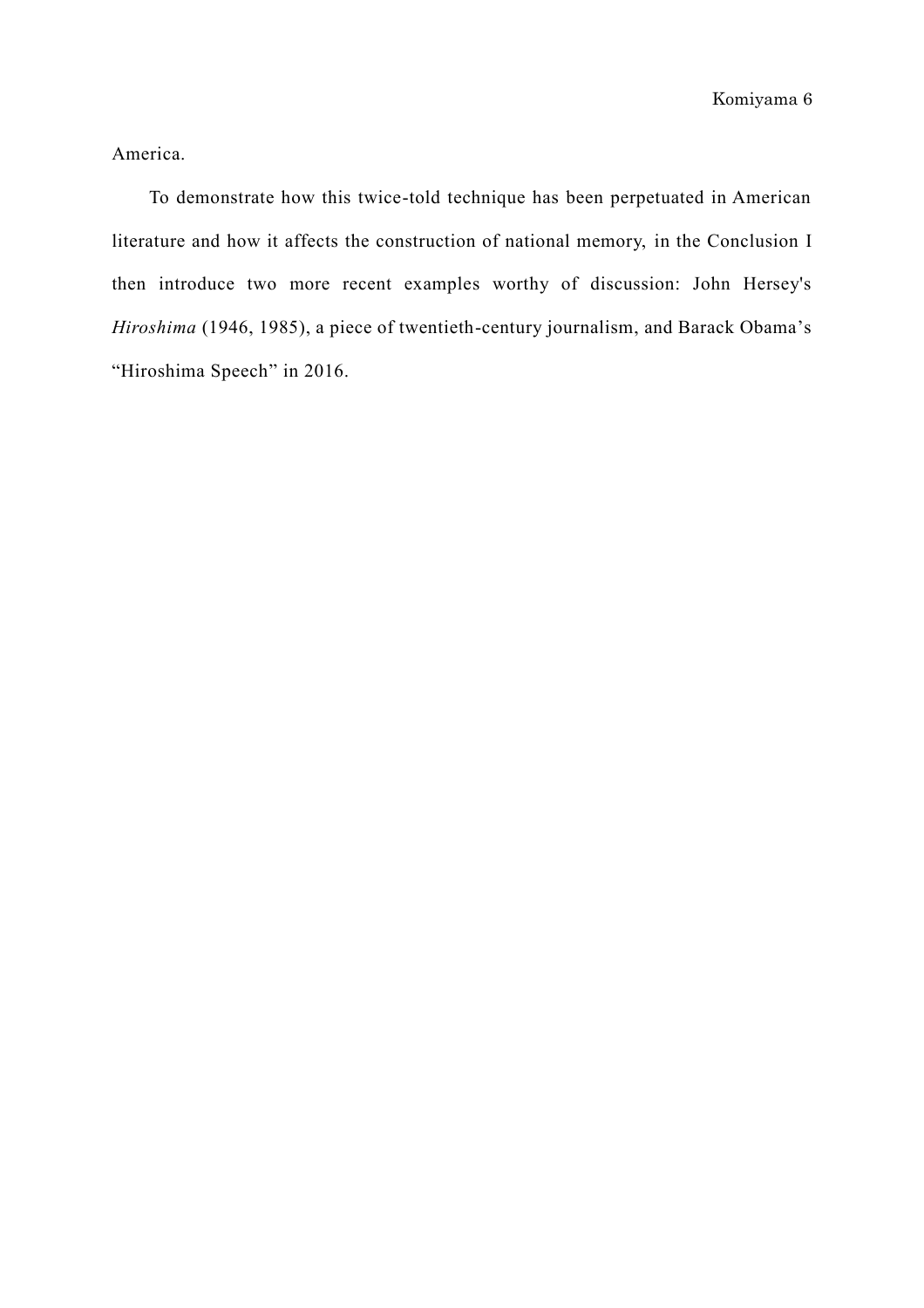America.

To demonstrate how this twice-told technique has been perpetuated in American literature and how it affects the construction of national memory, in the Conclusion I then introduce two more recent examples worthy of discussion: John Hersey's *Hiroshima* (1946, 1985), a piece of twentieth-century journalism, and Barack Obama's "Hiroshima Speech" in 2016.